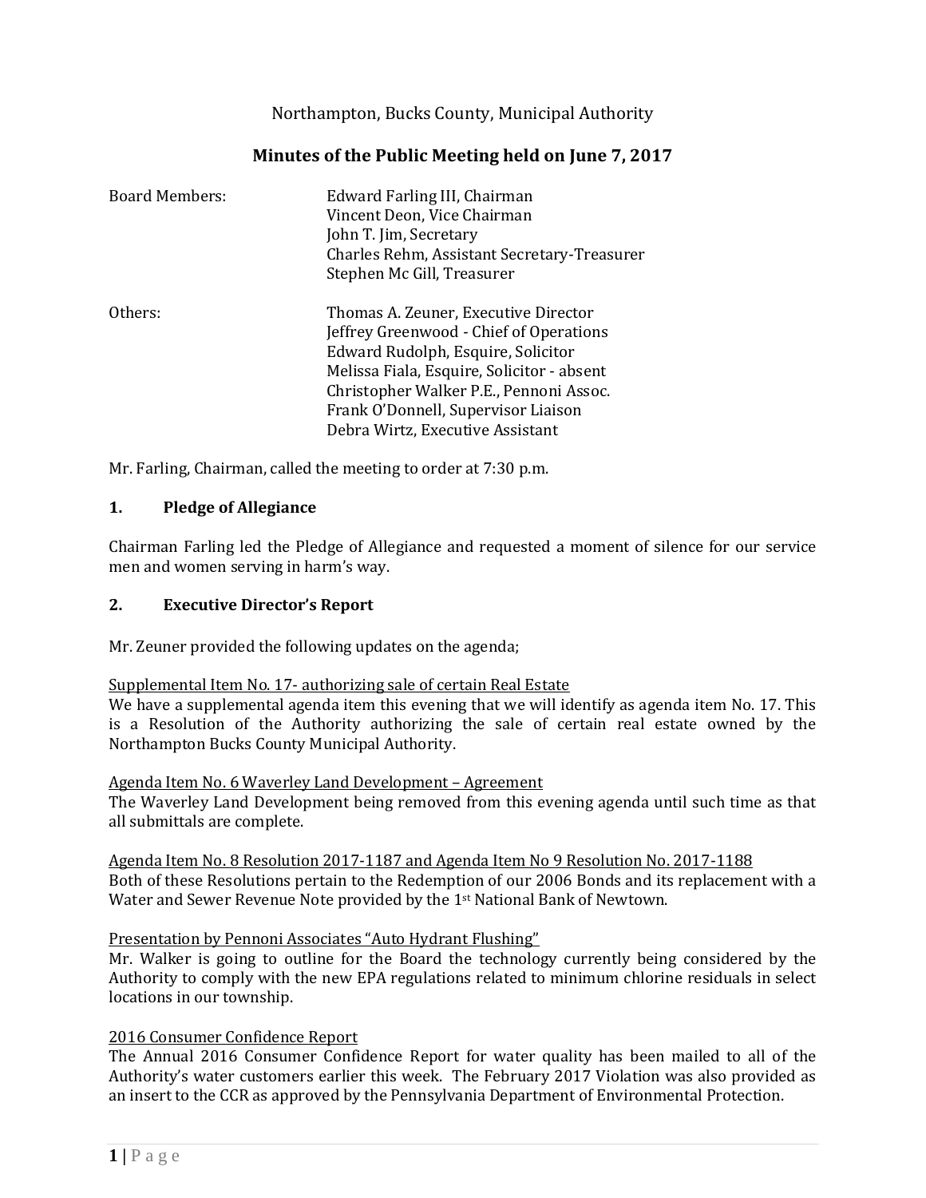Northampton, Bucks County, Municipal Authority

# Minutes of the Public Meeting held on June 7, 2017

| | |
|---|---|
| Board Members: | Edward Farling III, Chairman |
| | Vincent Deon, Vice Chairman |
| | John T. Jim, Secretary |
| | Charles Rehm, Assistant Secretary-Treasurer |
| | Stephen Mc Gill, Treasurer |
| Others: | Thomas A. Zeuner, Executive Director |
| | Jeffrey Greenwood - Chief of Operations |
| | Edward Rudolph, Esquire, Solicitor |
| | Melissa Fiala, Esquire, Solicitor - absent |
| | Christopher Walker P.E., Pennoni Assoc. |
| | Frank O'Donnell, Supervisor Liaison |
| | Debra Wirtz, Executive Assistant |

Mr. Farling, Chairman, called the meeting to order at 7:30 p.m.

## 1. Pledge of Allegiance

Chairman Farling led the Pledge of Allegiance and requested a moment of silence for our service men and women serving in harm's way.

## 2. Executive Director's Report

Mr. Zeuner provided the following updates on the agenda;

Supplemental Item No. 17- authorizing sale of certain Real Estate

We have a supplemental agenda item this evening that we will identify as agenda item No. 17. This is a Resolution of the Authority authorizing the sale of certain real estate owned by the Northampton Bucks County Municipal Authority.

Agenda Item No. 6 Waverley Land Development – Agreement

The Waverley Land Development being removed from this evening agenda until such time as that all submittals are complete.

Agenda Item No. 8 Resolution 2017-1187 and Agenda Item No 9 Resolution No. 2017-1188

Both of these Resolutions pertain to the Redemption of our 2006 Bonds and its replacement with a Water and Sewer Revenue Note provided by the 1st National Bank of Newtown.

Presentation by Pennoni Associates "Auto Hydrant Flushing"

Mr. Walker is going to outline for the Board the technology currently being considered by the Authority to comply with the new EPA regulations related to minimum chlorine residuals in select locations in our township.

2016 Consumer Confidence Report

The Annual 2016 Consumer Confidence Report for water quality has been mailed to all of the Authority's water customers earlier this week. The February 2017 Violation was also provided as an insert to the CCR as approved by the Pennsylvania Department of Environmental Protection.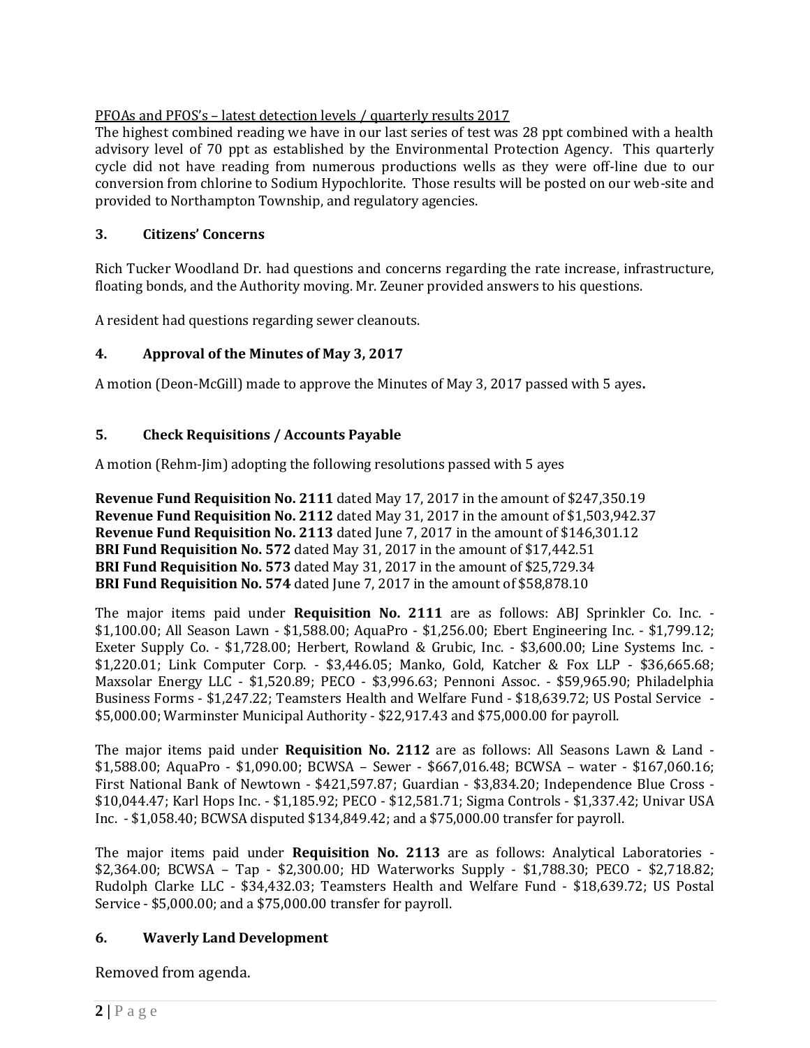PFOAs and PFOS's – latest detection levels / quarterly results 2017

The highest combined reading we have in our last series of test was 28 ppt combined with a health advisory level of 70 ppt as established by the Environmental Protection Agency. This quarterly cycle did not have reading from numerous productions wells as they were off-line due to our conversion from chlorine to Sodium Hypochlorite. Those results will be posted on our web-site and provided to Northampton Township, and regulatory agencies.

### 3. Citizens' Concerns

Rich Tucker Woodland Dr. had questions and concerns regarding the rate increase, infrastructure, floating bonds, and the Authority moving. Mr. Zeuner provided answers to his questions.

A resident had questions regarding sewer cleanouts.

### 4. Approval of the Minutes of May 3, 2017

A motion (Deon-McGill) made to approve the Minutes of May 3, 2017 passed with 5 ayes**.**

### 5. Check Requisitions / Accounts Payable

A motion (Rehm-Jim) adopting the following resolutions passed with 5 ayes

**Revenue Fund Requisition No. 2111** dated May 17, 2017 in the amount of $247,350.19
**Revenue Fund Requisition No. 2112** dated May 31, 2017 in the amount of $1,503,942.37
**Revenue Fund Requisition No. 2113** dated June 7, 2017 in the amount of $146,301.12
**BRI Fund Requisition No. 572** dated May 31, 2017 in the amount of $17,442.51
**BRI Fund Requisition No. 573** dated May 31, 2017 in the amount of $25,729.34
**BRI Fund Requisition No. 574** dated June 7, 2017 in the amount of $58,878.10

The major items paid under **Requisition No. 2111** are as follows: ABJ Sprinkler Co. Inc. - $1,100.00; All Season Lawn - $1,588.00; AquaPro - $1,256.00; Ebert Engineering Inc. - $1,799.12; Exeter Supply Co. - $1,728.00; Herbert, Rowland & Grubic, Inc. - $3,600.00; Line Systems Inc. - $1,220.01; Link Computer Corp. - $3,446.05; Manko, Gold, Katcher & Fox LLP - $36,665.68; Maxsolar Energy LLC - $1,520.89; PECO - $3,996.63; Pennoni Assoc. - $59,965.90; Philadelphia Business Forms - $1,247.22; Teamsters Health and Welfare Fund - $18,639.72; US Postal Service - $5,000.00; Warminster Municipal Authority - $22,917.43 and $75,000.00 for payroll.

The major items paid under **Requisition No. 2112** are as follows: All Seasons Lawn & Land - $1,588.00; AquaPro - $1,090.00; BCWSA – Sewer - $667,016.48; BCWSA – water - $167,060.16; First National Bank of Newtown - $421,597.87; Guardian - $3,834.20; Independence Blue Cross - $10,044.47; Karl Hops Inc. - $1,185.92; PECO - $12,581.71; Sigma Controls - $1,337.42; Univar USA Inc. - $1,058.40; BCWSA disputed $134,849.42; and a $75,000.00 transfer for payroll.

The major items paid under **Requisition No. 2113** are as follows: Analytical Laboratories - $2,364.00; BCWSA – Tap - $2,300.00; HD Waterworks Supply - $1,788.30; PECO - $2,718.82; Rudolph Clarke LLC - $34,432.03; Teamsters Health and Welfare Fund - $18,639.72; US Postal Service - $5,000.00; and a $75,000.00 transfer for payroll.

### 6. Waverly Land Development

Removed from agenda.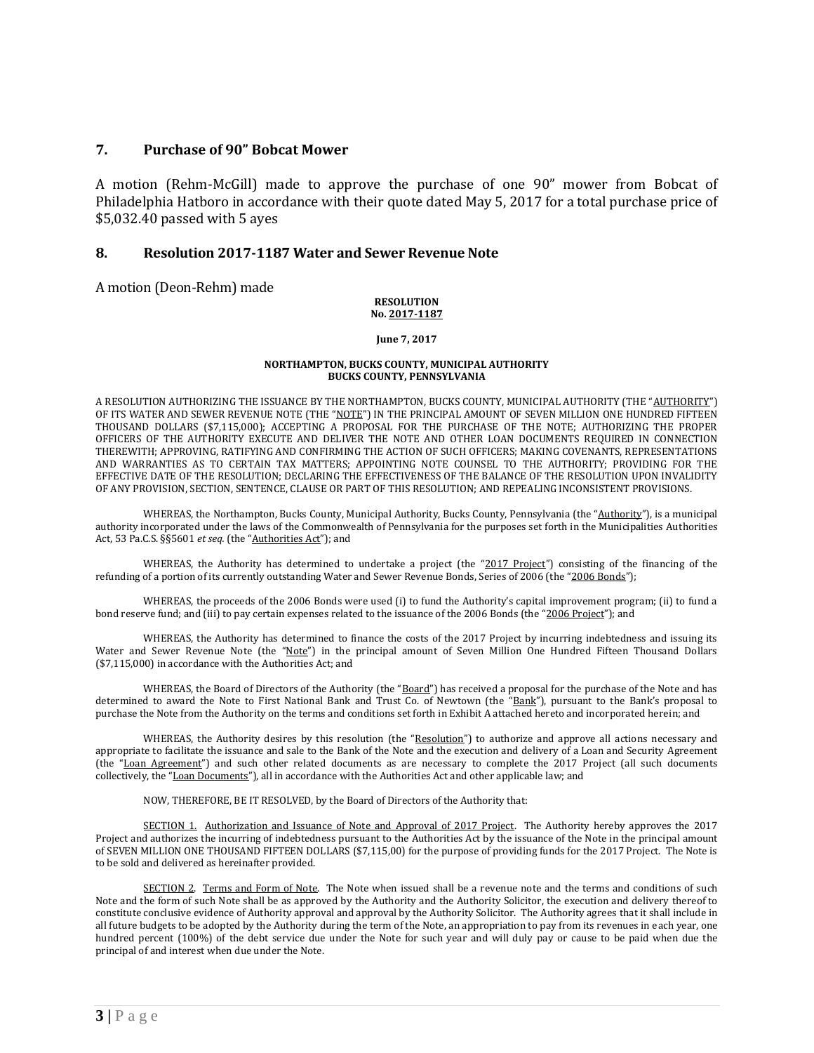## 7. Purchase of 90" Bobcat Mower

A motion (Rehm-McGill) made to approve the purchase of one 90" mower from Bobcat of Philadelphia Hatboro in accordance with their quote dated May 5, 2017 for a total purchase price of $5,032.40 passed with 5 ayes

## 8. Resolution 2017-1187 Water and Sewer Revenue Note

A motion (Deon-Rehm) made

**RESOLUTION**
**No. 2017-1187**

**June 7, 2017**

**NORTHAMPTON, BUCKS COUNTY, MUNICIPAL AUTHORITY**
**BUCKS COUNTY, PENNSYLVANIA**

A RESOLUTION AUTHORIZING THE ISSUANCE BY THE NORTHAMPTON, BUCKS COUNTY, MUNICIPAL AUTHORITY (THE "AUTHORITY") OF ITS WATER AND SEWER REVENUE NOTE (THE "NOTE") IN THE PRINCIPAL AMOUNT OF SEVEN MILLION ONE HUNDRED FIFTEEN THOUSAND DOLLARS ($7,115,000); ACCEPTING A PROPOSAL FOR THE PURCHASE OF THE NOTE; AUTHORIZING THE PROPER OFFICERS OF THE AUTHORITY EXECUTE AND DELIVER THE NOTE AND OTHER LOAN DOCUMENTS REQUIRED IN CONNECTION THEREWITH; APPROVING, RATIFYING AND CONFIRMING THE ACTION OF SUCH OFFICERS; MAKING COVENANTS, REPRESENTATIONS AND WARRANTIES AS TO CERTAIN TAX MATTERS; APPOINTING NOTE COUNSEL TO THE AUTHORITY; PROVIDING FOR THE EFFECTIVE DATE OF THE RESOLUTION; DECLARING THE EFFECTIVENESS OF THE BALANCE OF THE RESOLUTION UPON INVALIDITY OF ANY PROVISION, SECTION, SENTENCE, CLAUSE OR PART OF THIS RESOLUTION; AND REPEALING INCONSISTENT PROVISIONS.

WHEREAS, the Northampton, Bucks County, Municipal Authority, Bucks County, Pennsylvania (the "Authority"), is a municipal authority incorporated under the laws of the Commonwealth of Pennsylvania for the purposes set forth in the Municipalities Authorities Act, 53 Pa.C.S. §§5601 *et seq.* (the "Authorities Act"); and

WHEREAS, the Authority has determined to undertake a project (the "2017 Project") consisting of the financing of the refunding of a portion of its currently outstanding Water and Sewer Revenue Bonds, Series of 2006 (the "2006 Bonds");

WHEREAS, the proceeds of the 2006 Bonds were used (i) to fund the Authority's capital improvement program; (ii) to fund a bond reserve fund; and (iii) to pay certain expenses related to the issuance of the 2006 Bonds (the "2006 Project"); and

WHEREAS, the Authority has determined to finance the costs of the 2017 Project by incurring indebtedness and issuing its Water and Sewer Revenue Note (the "Note") in the principal amount of Seven Million One Hundred Fifteen Thousand Dollars ($7,115,000) in accordance with the Authorities Act; and

WHEREAS, the Board of Directors of the Authority (the "Board") has received a proposal for the purchase of the Note and has determined to award the Note to First National Bank and Trust Co. of Newtown (the "Bank"), pursuant to the Bank's proposal to purchase the Note from the Authority on the terms and conditions set forth in Exhibit A attached hereto and incorporated herein; and

WHEREAS, the Authority desires by this resolution (the "Resolution") to authorize and approve all actions necessary and appropriate to facilitate the issuance and sale to the Bank of the Note and the execution and delivery of a Loan and Security Agreement (the "Loan Agreement") and such other related documents as are necessary to complete the 2017 Project (all such documents collectively, the "Loan Documents"), all in accordance with the Authorities Act and other applicable law; and

NOW, THEREFORE, BE IT RESOLVED, by the Board of Directors of the Authority that:

SECTION 1. Authorization and Issuance of Note and Approval of 2017 Project. The Authority hereby approves the 2017 Project and authorizes the incurring of indebtedness pursuant to the Authorities Act by the issuance of the Note in the principal amount of SEVEN MILLION ONE HUNDRED FIFTEEN THOUSAND DOLLARS ($7,115,00) for the purpose of providing funds for the 2017 Project. The Note is to be sold and delivered as hereinafter provided.

SECTION 2. Terms and Form of Note. The Note when issued shall be a revenue note and the terms and conditions of such Note and the form of such Note shall be as approved by the Authority and the Authority Solicitor, the execution and delivery thereof to constitute conclusive evidence of Authority approval and approval by the Authority Solicitor. The Authority agrees that it shall include in all future budgets to be adopted by the Authority during the term of the Note, an appropriation to pay from its revenues in each year, one hundred percent (100%) of the debt service due under the Note for such year and will duly pay or cause to be paid when due the principal of and interest when due under the Note.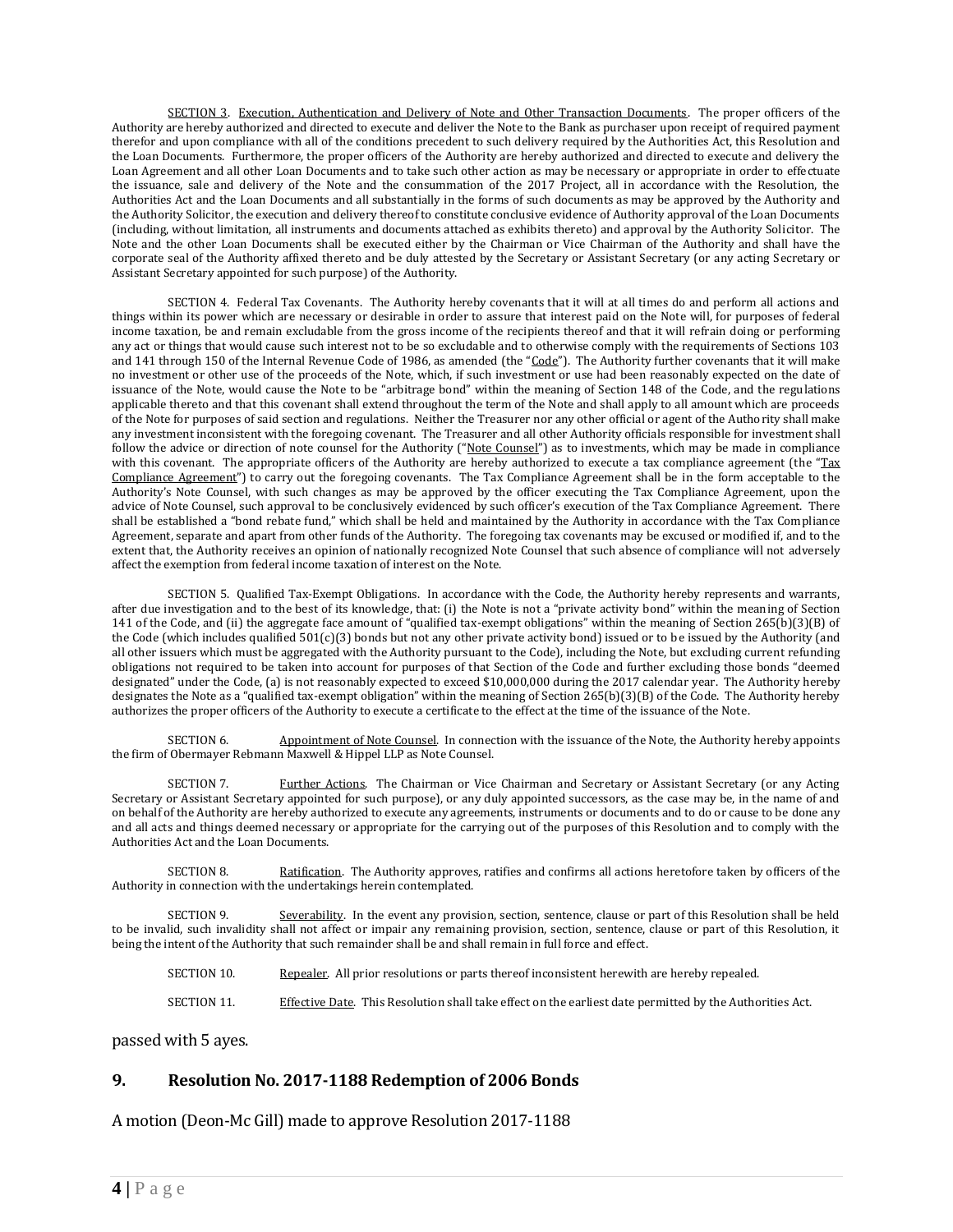SECTION 3. Execution, Authentication and Delivery of Note and Other Transaction Documents. The proper officers of the Authority are hereby authorized and directed to execute and deliver the Note to the Bank as purchaser upon receipt of required payment therefor and upon compliance with all of the conditions precedent to such delivery required by the Authorities Act, this Resolution and the Loan Documents. Furthermore, the proper officers of the Authority are hereby authorized and directed to execute and delivery the Loan Agreement and all other Loan Documents and to take such other action as may be necessary or appropriate in order to effectuate the issuance, sale and delivery of the Note and the consummation of the 2017 Project, all in accordance with the Resolution, the Authorities Act and the Loan Documents and all substantially in the forms of such documents as may be approved by the Authority and the Authority Solicitor, the execution and delivery thereof to constitute conclusive evidence of Authority approval of the Loan Documents (including, without limitation, all instruments and documents attached as exhibits thereto) and approval by the Authority Solicitor. The Note and the other Loan Documents shall be executed either by the Chairman or Vice Chairman of the Authority and shall have the corporate seal of the Authority affixed thereto and be duly attested by the Secretary or Assistant Secretary (or any acting Secretary or Assistant Secretary appointed for such purpose) of the Authority.

SECTION 4. Federal Tax Covenants. The Authority hereby covenants that it will at all times do and perform all actions and things within its power which are necessary or desirable in order to assure that interest paid on the Note will, for purposes of federal income taxation, be and remain excludable from the gross income of the recipients thereof and that it will refrain doing or performing any act or things that would cause such interest not to be so excludable and to otherwise comply with the requirements of Sections 103 and 141 through 150 of the Internal Revenue Code of 1986, as amended (the "Code"). The Authority further covenants that it will make no investment or other use of the proceeds of the Note, which, if such investment or use had been reasonably expected on the date of issuance of the Note, would cause the Note to be "arbitrage bond" within the meaning of Section 148 of the Code, and the regulations applicable thereto and that this covenant shall extend throughout the term of the Note and shall apply to all amount which are proceeds of the Note for purposes of said section and regulations. Neither the Treasurer nor any other official or agent of the Authority shall make any investment inconsistent with the foregoing covenant. The Treasurer and all other Authority officials responsible for investment shall follow the advice or direction of note counsel for the Authority ("Note Counsel") as to investments, which may be made in compliance with this covenant. The appropriate officers of the Authority are hereby authorized to execute a tax compliance agreement (the "Tax Compliance Agreement") to carry out the foregoing covenants. The Tax Compliance Agreement shall be in the form acceptable to the Authority's Note Counsel, with such changes as may be approved by the officer executing the Tax Compliance Agreement, upon the advice of Note Counsel, such approval to be conclusively evidenced by such officer's execution of the Tax Compliance Agreement. There shall be established a "bond rebate fund," which shall be held and maintained by the Authority in accordance with the Tax Compliance Agreement, separate and apart from other funds of the Authority. The foregoing tax covenants may be excused or modified if, and to the extent that, the Authority receives an opinion of nationally recognized Note Counsel that such absence of compliance will not adversely affect the exemption from federal income taxation of interest on the Note.

SECTION 5. Qualified Tax-Exempt Obligations. In accordance with the Code, the Authority hereby represents and warrants, after due investigation and to the best of its knowledge, that: (i) the Note is not a "private activity bond" within the meaning of Section 141 of the Code, and (ii) the aggregate face amount of "qualified tax-exempt obligations" within the meaning of Section 265(b)(3)(B) of the Code (which includes qualified 501(c)(3) bonds but not any other private activity bond) issued or to be issued by the Authority (and all other issuers which must be aggregated with the Authority pursuant to the Code), including the Note, but excluding current refunding obligations not required to be taken into account for purposes of that Section of the Code and further excluding those bonds "deemed designated" under the Code, (a) is not reasonably expected to exceed $10,000,000 during the 2017 calendar year. The Authority hereby designates the Note as a "qualified tax-exempt obligation" within the meaning of Section 265(b)(3)(B) of the Code. The Authority hereby authorizes the proper officers of the Authority to execute a certificate to the effect at the time of the issuance of the Note.

SECTION 6. Appointment of Note Counsel. In connection with the issuance of the Note, the Authority hereby appoints the firm of Obermayer Rebmann Maxwell & Hippel LLP as Note Counsel.

SECTION 7. Further Actions. The Chairman or Vice Chairman and Secretary or Assistant Secretary (or any Acting Secretary or Assistant Secretary appointed for such purpose), or any duly appointed successors, as the case may be, in the name of and on behalf of the Authority are hereby authorized to execute any agreements, instruments or documents and to do or cause to be done any and all acts and things deemed necessary or appropriate for the carrying out of the purposes of this Resolution and to comply with the Authorities Act and the Loan Documents.

SECTION 8. Ratification. The Authority approves, ratifies and confirms all actions heretofore taken by officers of the Authority in connection with the undertakings herein contemplated.

SECTION 9. Severability. In the event any provision, section, sentence, clause or part of this Resolution shall be held to be invalid, such invalidity shall not affect or impair any remaining provision, section, sentence, clause or part of this Resolution, it being the intent of the Authority that such remainder shall be and shall remain in full force and effect.

SECTION 10. Repealer. All prior resolutions or parts thereof inconsistent herewith are hereby repealed.

SECTION 11. Effective Date. This Resolution shall take effect on the earliest date permitted by the Authorities Act.

passed with 5 ayes.

## 9. Resolution No. 2017-1188 Redemption of 2006 Bonds

A motion (Deon-Mc Gill) made to approve Resolution 2017-1188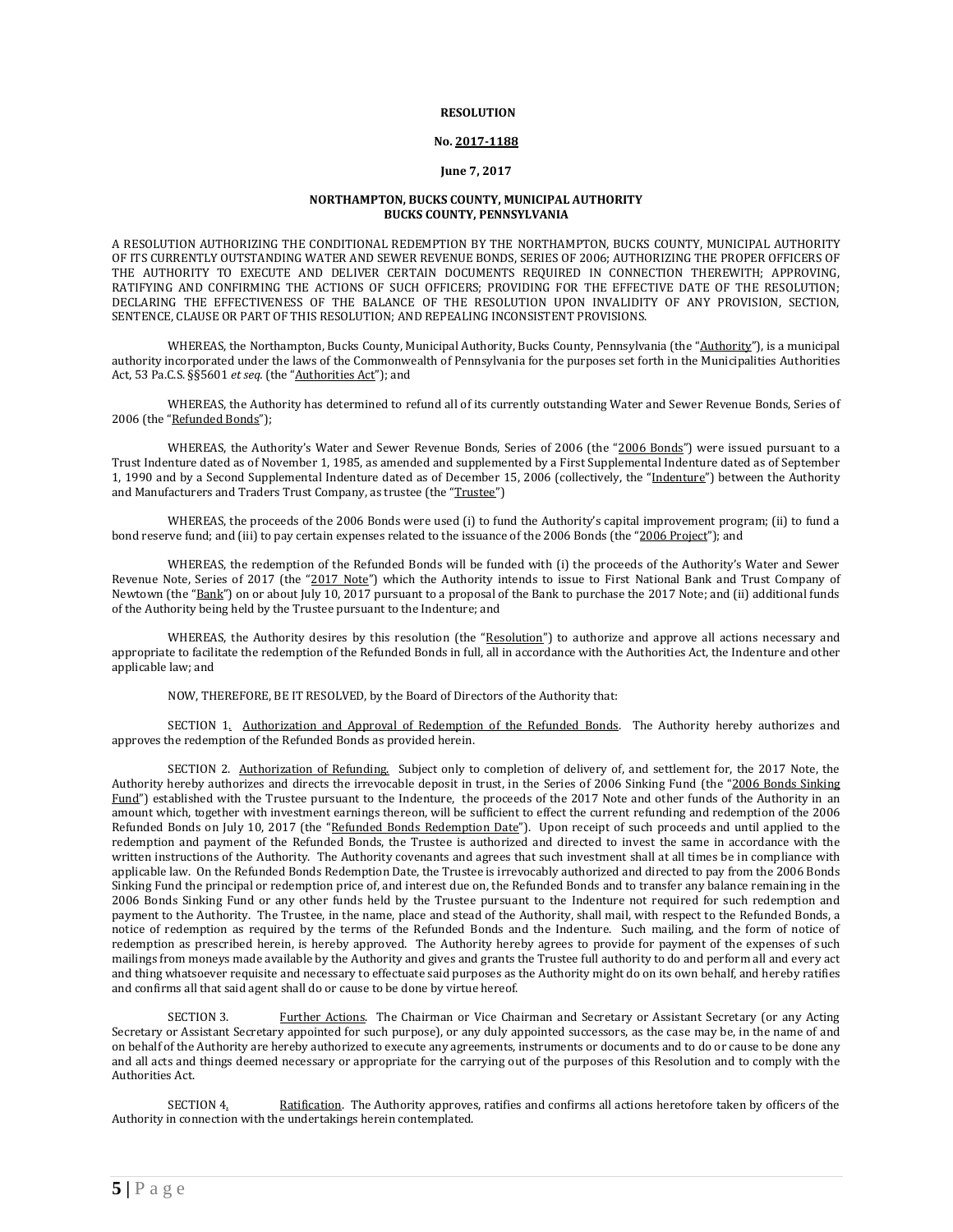**RESOLUTION**

**No. 2017-1188**

**June 7, 2017**

**NORTHAMPTON, BUCKS COUNTY, MUNICIPAL AUTHORITY**
**BUCKS COUNTY, PENNSYLVANIA**

A RESOLUTION AUTHORIZING THE CONDITIONAL REDEMPTION BY THE NORTHAMPTON, BUCKS COUNTY, MUNICIPAL AUTHORITY OF ITS CURRENTLY OUTSTANDING WATER AND SEWER REVENUE BONDS, SERIES OF 2006; AUTHORIZING THE PROPER OFFICERS OF THE AUTHORITY TO EXECUTE AND DELIVER CERTAIN DOCUMENTS REQUIRED IN CONNECTION THEREWITH; APPROVING, RATIFYING AND CONFIRMING THE ACTIONS OF SUCH OFFICERS; PROVIDING FOR THE EFFECTIVE DATE OF THE RESOLUTION; DECLARING THE EFFECTIVENESS OF THE BALANCE OF THE RESOLUTION UPON INVALIDITY OF ANY PROVISION, SECTION, SENTENCE, CLAUSE OR PART OF THIS RESOLUTION; AND REPEALING INCONSISTENT PROVISIONS.

WHEREAS, the Northampton, Bucks County, Municipal Authority, Bucks County, Pennsylvania (the "Authority"), is a municipal authority incorporated under the laws of the Commonwealth of Pennsylvania for the purposes set forth in the Municipalities Authorities Act, 53 Pa.C.S. §§5601 *et seq.* (the "Authorities Act"); and

WHEREAS, the Authority has determined to refund all of its currently outstanding Water and Sewer Revenue Bonds, Series of 2006 (the "Refunded Bonds");

WHEREAS, the Authority's Water and Sewer Revenue Bonds, Series of 2006 (the "2006 Bonds") were issued pursuant to a Trust Indenture dated as of November 1, 1985, as amended and supplemented by a First Supplemental Indenture dated as of September 1, 1990 and by a Second Supplemental Indenture dated as of December 15, 2006 (collectively, the "Indenture") between the Authority and Manufacturers and Traders Trust Company, as trustee (the "Trustee")

WHEREAS, the proceeds of the 2006 Bonds were used (i) to fund the Authority's capital improvement program; (ii) to fund a bond reserve fund; and (iii) to pay certain expenses related to the issuance of the 2006 Bonds (the "2006 Project"); and

WHEREAS, the redemption of the Refunded Bonds will be funded with (i) the proceeds of the Authority's Water and Sewer Revenue Note, Series of 2017 (the "2017 Note") which the Authority intends to issue to First National Bank and Trust Company of Newtown (the "Bank") on or about July 10, 2017 pursuant to a proposal of the Bank to purchase the 2017 Note; and (ii) additional funds of the Authority being held by the Trustee pursuant to the Indenture; and

WHEREAS, the Authority desires by this resolution (the "Resolution") to authorize and approve all actions necessary and appropriate to facilitate the redemption of the Refunded Bonds in full, all in accordance with the Authorities Act, the Indenture and other applicable law; and

NOW, THEREFORE, BE IT RESOLVED, by the Board of Directors of the Authority that:

SECTION 1. Authorization and Approval of Redemption of the Refunded Bonds. The Authority hereby authorizes and approves the redemption of the Refunded Bonds as provided herein.

SECTION 2. Authorization of Refunding. Subject only to completion of delivery of, and settlement for, the 2017 Note, the Authority hereby authorizes and directs the irrevocable deposit in trust, in the Series of 2006 Sinking Fund (the "2006 Bonds Sinking Fund") established with the Trustee pursuant to the Indenture, the proceeds of the 2017 Note and other funds of the Authority in an amount which, together with investment earnings thereon, will be sufficient to effect the current refunding and redemption of the 2006 Refunded Bonds on July 10, 2017 (the "Refunded Bonds Redemption Date"). Upon receipt of such proceeds and until applied to the redemption and payment of the Refunded Bonds, the Trustee is authorized and directed to invest the same in accordance with the written instructions of the Authority. The Authority covenants and agrees that such investment shall at all times be in compliance with applicable law. On the Refunded Bonds Redemption Date, the Trustee is irrevocably authorized and directed to pay from the 2006 Bonds Sinking Fund the principal or redemption price of, and interest due on, the Refunded Bonds and to transfer any balance remaining in the 2006 Bonds Sinking Fund or any other funds held by the Trustee pursuant to the Indenture not required for such redemption and payment to the Authority. The Trustee, in the name, place and stead of the Authority, shall mail, with respect to the Refunded Bonds, a notice of redemption as required by the terms of the Refunded Bonds and the Indenture. Such mailing, and the form of notice of redemption as prescribed herein, is hereby approved. The Authority hereby agrees to provide for payment of the expenses of such mailings from moneys made available by the Authority and gives and grants the Trustee full authority to do and perform all and every act and thing whatsoever requisite and necessary to effectuate said purposes as the Authority might do on its own behalf, and hereby ratifies and confirms all that said agent shall do or cause to be done by virtue hereof.

SECTION 3. Further Actions. The Chairman or Vice Chairman and Secretary or Assistant Secretary (or any Acting Secretary or Assistant Secretary appointed for such purpose), or any duly appointed successors, as the case may be, in the name of and on behalf of the Authority are hereby authorized to execute any agreements, instruments or documents and to do or cause to be done any and all acts and things deemed necessary or appropriate for the carrying out of the purposes of this Resolution and to comply with the Authorities Act.

SECTION 4. Ratification. The Authority approves, ratifies and confirms all actions heretofore taken by officers of the Authority in connection with the undertakings herein contemplated.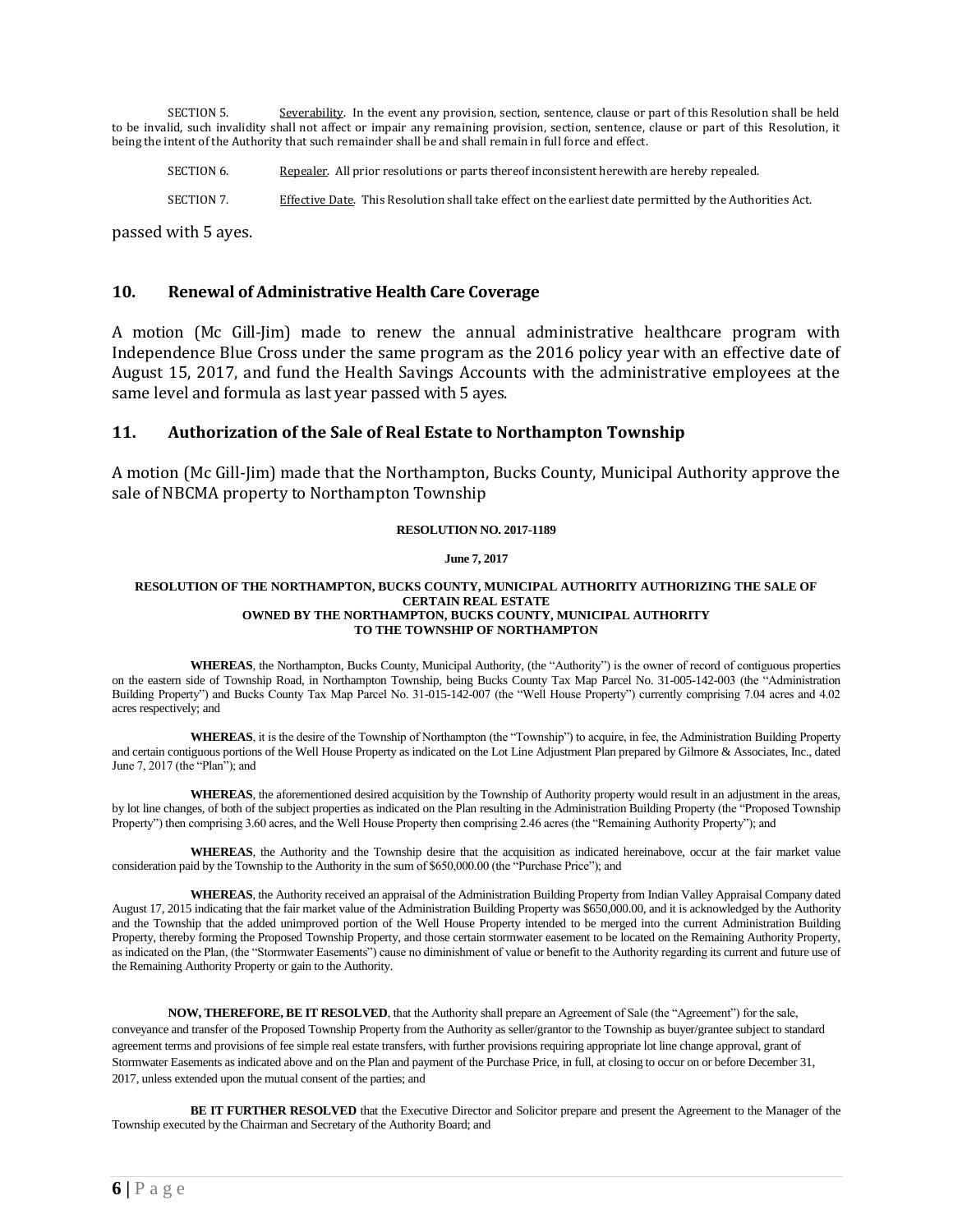SECTION 5. Severability. In the event any provision, section, sentence, clause or part of this Resolution shall be held to be invalid, such invalidity shall not affect or impair any remaining provision, section, sentence, clause or part of this Resolution, it being the intent of the Authority that such remainder shall be and shall remain in full force and effect.

SECTION 6. Repealer. All prior resolutions or parts thereof inconsistent herewith are hereby repealed.

SECTION 7. Effective Date. This Resolution shall take effect on the earliest date permitted by the Authorities Act.

passed with 5 ayes.

## 10. Renewal of Administrative Health Care Coverage

A motion (Mc Gill-Jim) made to renew the annual administrative healthcare program with Independence Blue Cross under the same program as the 2016 policy year with an effective date of August 15, 2017, and fund the Health Savings Accounts with the administrative employees at the same level and formula as last year passed with 5 ayes.

## 11. Authorization of the Sale of Real Estate to Northampton Township

A motion (Mc Gill-Jim) made that the Northampton, Bucks County, Municipal Authority approve the sale of NBCMA property to Northampton Township

**RESOLUTION NO. 2017-1189**

**June 7, 2017**

**RESOLUTION OF THE NORTHAMPTON, BUCKS COUNTY, MUNICIPAL AUTHORITY AUTHORIZING THE SALE OF CERTAIN REAL ESTATE OWNED BY THE NORTHAMPTON, BUCKS COUNTY, MUNICIPAL AUTHORITY TO THE TOWNSHIP OF NORTHAMPTON**

**WHEREAS**, the Northampton, Bucks County, Municipal Authority, (the "Authority") is the owner of record of contiguous properties on the eastern side of Township Road, in Northampton Township, being Bucks County Tax Map Parcel No. 31-005-142-003 (the "Administration Building Property") and Bucks County Tax Map Parcel No. 31-015-142-007 (the "Well House Property") currently comprising 7.04 acres and 4.02 acres respectively; and

**WHEREAS**, it is the desire of the Township of Northampton (the "Township") to acquire, in fee, the Administration Building Property and certain contiguous portions of the Well House Property as indicated on the Lot Line Adjustment Plan prepared by Gilmore & Associates, Inc., dated June 7, 2017 (the "Plan"); and

**WHEREAS**, the aforementioned desired acquisition by the Township of Authority property would result in an adjustment in the areas, by lot line changes, of both of the subject properties as indicated on the Plan resulting in the Administration Building Property (the "Proposed Township Property") then comprising 3.60 acres, and the Well House Property then comprising 2.46 acres (the "Remaining Authority Property"); and

**WHEREAS**, the Authority and the Township desire that the acquisition as indicated hereinabove, occur at the fair market value consideration paid by the Township to the Authority in the sum of $650,000.00 (the "Purchase Price"); and

**WHEREAS**, the Authority received an appraisal of the Administration Building Property from Indian Valley Appraisal Company dated August 17, 2015 indicating that the fair market value of the Administration Building Property was $650,000.00, and it is acknowledged by the Authority and the Township that the added unimproved portion of the Well House Property intended to be merged into the current Administration Building Property, thereby forming the Proposed Township Property, and those certain stormwater easement to be located on the Remaining Authority Property, as indicated on the Plan, (the "Stormwater Easements") cause no diminishment of value or benefit to the Authority regarding its current and future use of the Remaining Authority Property or gain to the Authority.

**NOW, THEREFORE, BE IT RESOLVED**, that the Authority shall prepare an Agreement of Sale (the "Agreement") for the sale, conveyance and transfer of the Proposed Township Property from the Authority as seller/grantor to the Township as buyer/grantee subject to standard agreement terms and provisions of fee simple real estate transfers, with further provisions requiring appropriate lot line change approval, grant of Stormwater Easements as indicated above and on the Plan and payment of the Purchase Price, in full, at closing to occur on or before December 31, 2017, unless extended upon the mutual consent of the parties; and

**BE IT FURTHER RESOLVED** that the Executive Director and Solicitor prepare and present the Agreement to the Manager of the Township executed by the Chairman and Secretary of the Authority Board; and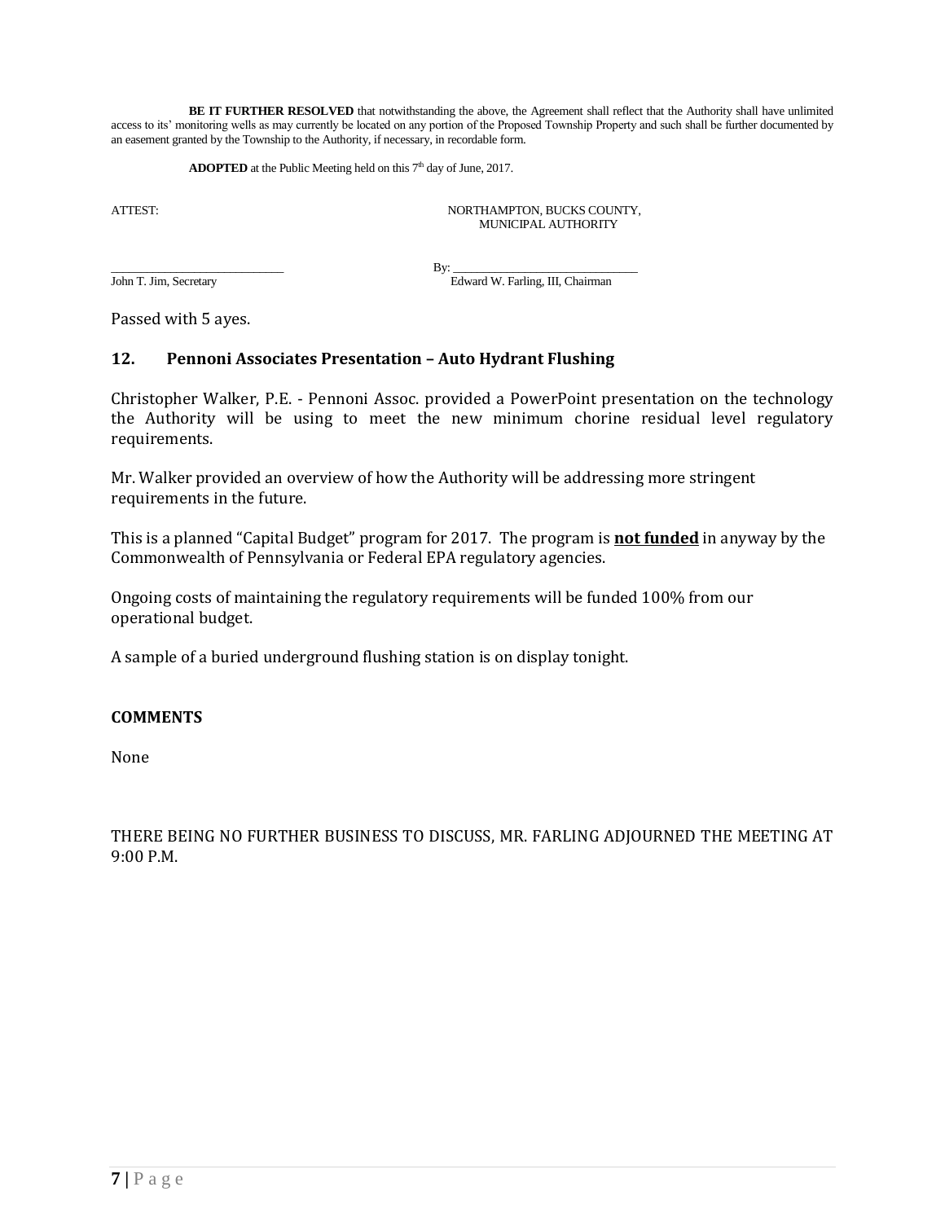**BE IT FURTHER RESOLVED** that notwithstanding the above, the Agreement shall reflect that the Authority shall have unlimited access to its' monitoring wells as may currently be located on any portion of the Proposed Township Property and such shall be further documented by an easement granted by the Township to the Authority, if necessary, in recordable form.

**ADOPTED** at the Public Meeting held on this 7th day of June, 2017.

ATTEST: NORTHAMPTON, BUCKS COUNTY, MUNICIPAL AUTHORITY

\_\_\_\_\_\_\_\_\_\_\_\_\_\_\_\_\_\_\_\_\_\_\_\_\_\_\_\_\_\_
John T. Jim, Secretary

By: \_\_\_\_\_\_\_\_\_\_\_\_\_\_\_\_\_\_\_\_\_\_\_\_\_\_\_\_\_\_
Edward W. Farling, III, Chairman

Passed with 5 ayes.

## 12. Pennoni Associates Presentation – Auto Hydrant Flushing

Christopher Walker, P.E. - Pennoni Assoc. provided a PowerPoint presentation on the technology the Authority will be using to meet the new minimum chorine residual level regulatory requirements.

Mr. Walker provided an overview of how the Authority will be addressing more stringent requirements in the future.

This is a planned "Capital Budget" program for 2017. The program is **not funded** in anyway by the Commonwealth of Pennsylvania or Federal EPA regulatory agencies.

Ongoing costs of maintaining the regulatory requirements will be funded 100% from our operational budget.

A sample of a buried underground flushing station is on display tonight.

## COMMENTS

None

THERE BEING NO FURTHER BUSINESS TO DISCUSS, MR. FARLING ADJOURNED THE MEETING AT 9:00 P.M.